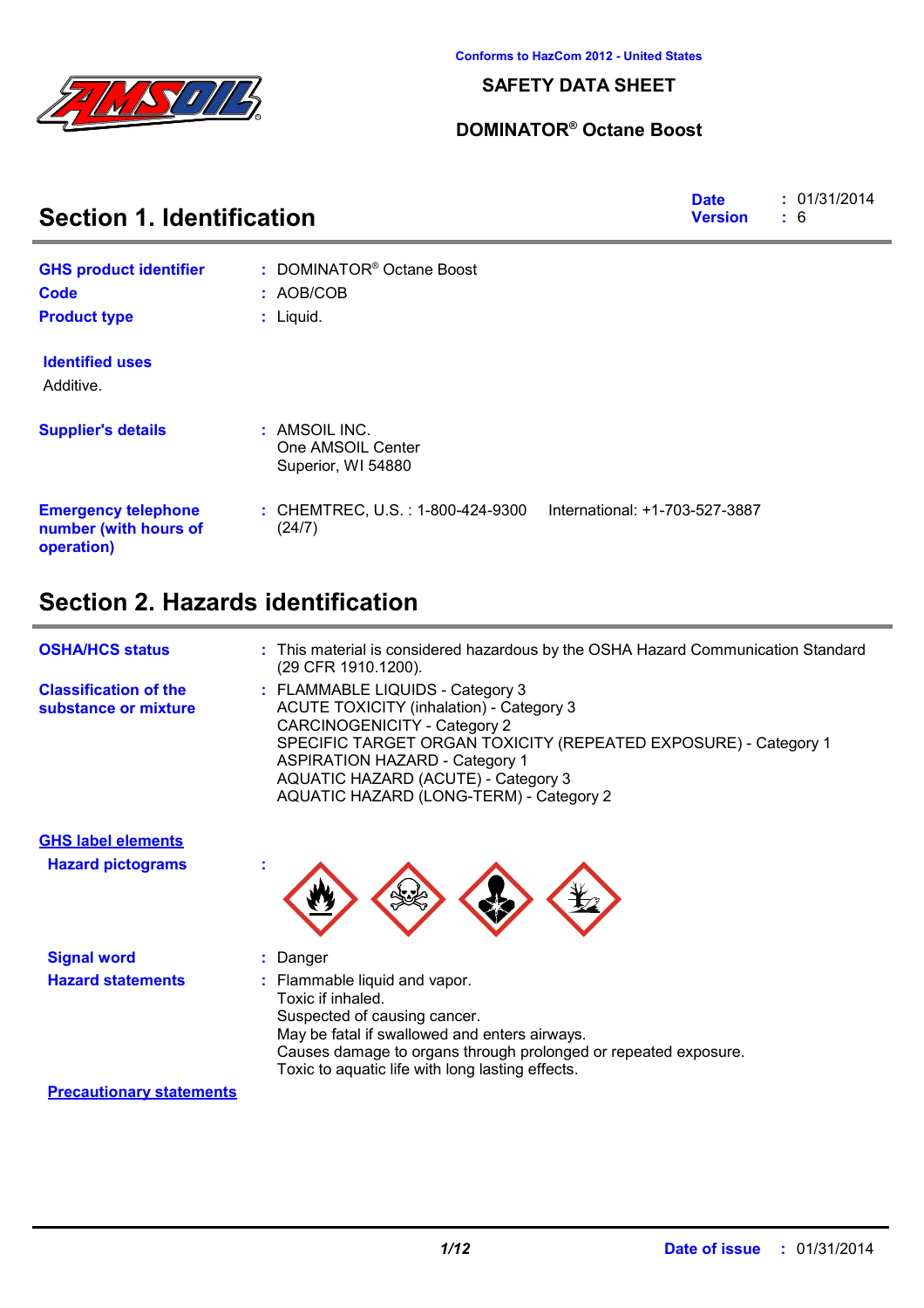Conforms to HazCom 2012 - United States

# SAFETY DATA SHEET

## DOMINATOR® Octane Boost

## Section 1. Identification

**Date** : 01/31/2014
**Version** : 6

**GHS product identifier** : DOMINATOR® Octane Boost

**Code** : AOB/COB

**Product type** : Liquid.

**Identified uses**

Additive.

**Supplier's details** : AMSOIL INC.
One AMSOIL Center
Superior, WI 54880

**Emergency telephone number (with hours of operation)** : CHEMTREC, U.S. : 1-800-424-9300 International: +1-703-527-3887 (24/7)

## Section 2. Hazards identification

**OSHA/HCS status** : This material is considered hazardous by the OSHA Hazard Communication Standard (29 CFR 1910.1200).

**Classification of the substance or mixture** : FLAMMABLE LIQUIDS - Category 3
ACUTE TOXICITY (inhalation) - Category 3
CARCINOGENICITY - Category 2
SPECIFIC TARGET ORGAN TOXICITY (REPEATED EXPOSURE) - Category 1
ASPIRATION HAZARD - Category 1
AQUATIC HAZARD (ACUTE) - Category 3
AQUATIC HAZARD (LONG-TERM) - Category 2

**GHS label elements**

**Hazard pictograms** :

**Signal word** : Danger

**Hazard statements** : Flammable liquid and vapor.
Toxic if inhaled.
Suspected of causing cancer.
May be fatal if swallowed and enters airways.
Causes damage to organs through prolonged or repeated exposure.
Toxic to aquatic life with long lasting effects.

**Precautionary statements**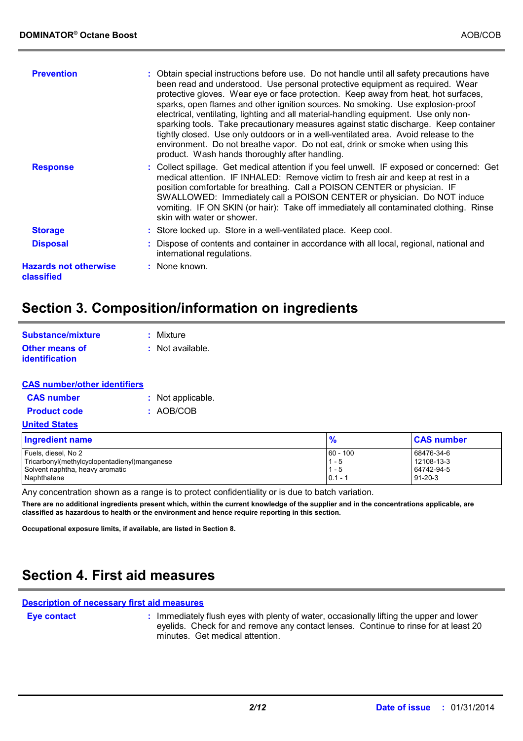**Prevention** : Obtain special instructions before use. Do not handle until all safety precautions have been read and understood. Use personal protective equipment as required. Wear protective gloves. Wear eye or face protection. Keep away from heat, hot surfaces, sparks, open flames and other ignition sources. No smoking. Use explosion-proof electrical, ventilating, lighting and all material-handling equipment. Use only non-sparking tools. Take precautionary measures against static discharge. Keep container tightly closed. Use only outdoors or in a well-ventilated area. Avoid release to the environment. Do not breathe vapor. Do not eat, drink or smoke when using this product. Wash hands thoroughly after handling.

**Response** : Collect spillage. Get medical attention if you feel unwell. IF exposed or concerned: Get medical attention. IF INHALED: Remove victim to fresh air and keep at rest in a position comfortable for breathing. Call a POISON CENTER or physician. IF SWALLOWED: Immediately call a POISON CENTER or physician. Do NOT induce vomiting. IF ON SKIN (or hair): Take off immediately all contaminated clothing. Rinse skin with water or shower.

**Storage** : Store locked up. Store in a well-ventilated place. Keep cool.

**Disposal** : Dispose of contents and container in accordance with all local, regional, national and international regulations.

**Hazards not otherwise classified** : None known.

# Section 3. Composition/information on ingredients

**Substance/mixture** : Mixture

**Other means of identification** : Not available.

**CAS number/other identifiers**

**CAS number** : Not applicable.

**Product code** : AOB/COB

**United States**

| Ingredient name | % | CAS number |
|---|---|---|
| Fuels, diesel, No 2 | 60 - 100 | 68476-34-6 |
| Tricarbonyl(methylcyclopentadienyl)manganese | 1 - 5 | 12108-13-3 |
| Solvent naphtha, heavy aromatic | 1 - 5 | 64742-94-5 |
| Naphthalene | 0.1 - 1 | 91-20-3 |

Any concentration shown as a range is to protect confidentiality or is due to batch variation.

**There are no additional ingredients present which, within the current knowledge of the supplier and in the concentrations applicable, are classified as hazardous to health or the environment and hence require reporting in this section.**

**Occupational exposure limits, if available, are listed in Section 8.**

# Section 4. First aid measures

**Description of necessary first aid measures**

**Eye contact** : Immediately flush eyes with plenty of water, occasionally lifting the upper and lower eyelids. Check for and remove any contact lenses. Continue to rinse for at least 20 minutes. Get medical attention.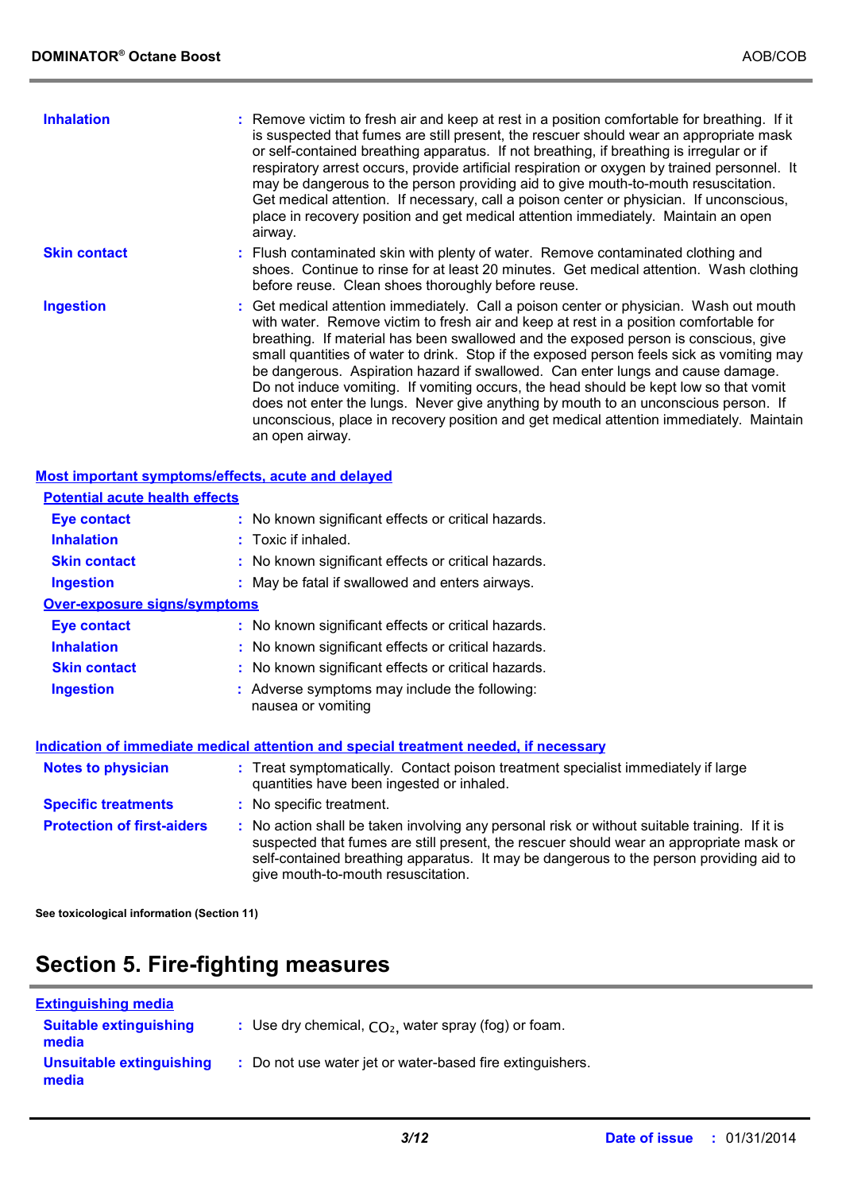| | |
|---|---|
| **Inhalation** | : Remove victim to fresh air and keep at rest in a position comfortable for breathing. If it is suspected that fumes are still present, the rescuer should wear an appropriate mask or self-contained breathing apparatus. If not breathing, if breathing is irregular or if respiratory arrest occurs, provide artificial respiration or oxygen by trained personnel. It may be dangerous to the person providing aid to give mouth-to-mouth resuscitation. Get medical attention. If necessary, call a poison center or physician. If unconscious, place in recovery position and get medical attention immediately. Maintain an open airway. |
| **Skin contact** | : Flush contaminated skin with plenty of water. Remove contaminated clothing and shoes. Continue to rinse for at least 20 minutes. Get medical attention. Wash clothing before reuse. Clean shoes thoroughly before reuse. |
| **Ingestion** | : Get medical attention immediately. Call a poison center or physician. Wash out mouth with water. Remove victim to fresh air and keep at rest in a position comfortable for breathing. If material has been swallowed and the exposed person is conscious, give small quantities of water to drink. Stop if the exposed person feels sick as vomiting may be dangerous. Aspiration hazard if swallowed. Can enter lungs and cause damage. Do not induce vomiting. If vomiting occurs, the head should be kept low so that vomit does not enter the lungs. Never give anything by mouth to an unconscious person. If unconscious, place in recovery position and get medical attention immediately. Maintain an open airway. |

**Most important symptoms/effects, acute and delayed**

**Potential acute health effects**

| | |
|---|---|
| **Eye contact** | : No known significant effects or critical hazards. |
| **Inhalation** | : Toxic if inhaled. |
| **Skin contact** | : No known significant effects or critical hazards. |
| **Ingestion** | : May be fatal if swallowed and enters airways. |

**Over-exposure signs/symptoms**

| | |
|---|---|
| **Eye contact** | : No known significant effects or critical hazards. |
| **Inhalation** | : No known significant effects or critical hazards. |
| **Skin contact** | : No known significant effects or critical hazards. |
| **Ingestion** | : Adverse symptoms may include the following: nausea or vomiting |

**Indication of immediate medical attention and special treatment needed, if necessary**

| | |
|---|---|
| **Notes to physician** | : Treat symptomatically. Contact poison treatment specialist immediately if large quantities have been ingested or inhaled. |
| **Specific treatments** | : No specific treatment. |
| **Protection of first-aiders** | : No action shall be taken involving any personal risk or without suitable training. If it is suspected that fumes are still present, the rescuer should wear an appropriate mask or self-contained breathing apparatus. It may be dangerous to the person providing aid to give mouth-to-mouth resuscitation. |

**See toxicological information (Section 11)**

# Section 5. Fire-fighting measures

**Extinguishing media**

| | |
|---|---|
| **Suitable extinguishing media** | : Use dry chemical, $CO_2$, water spray (fog) or foam. |
| **Unsuitable extinguishing media** | : Do not use water jet or water-based fire extinguishers. |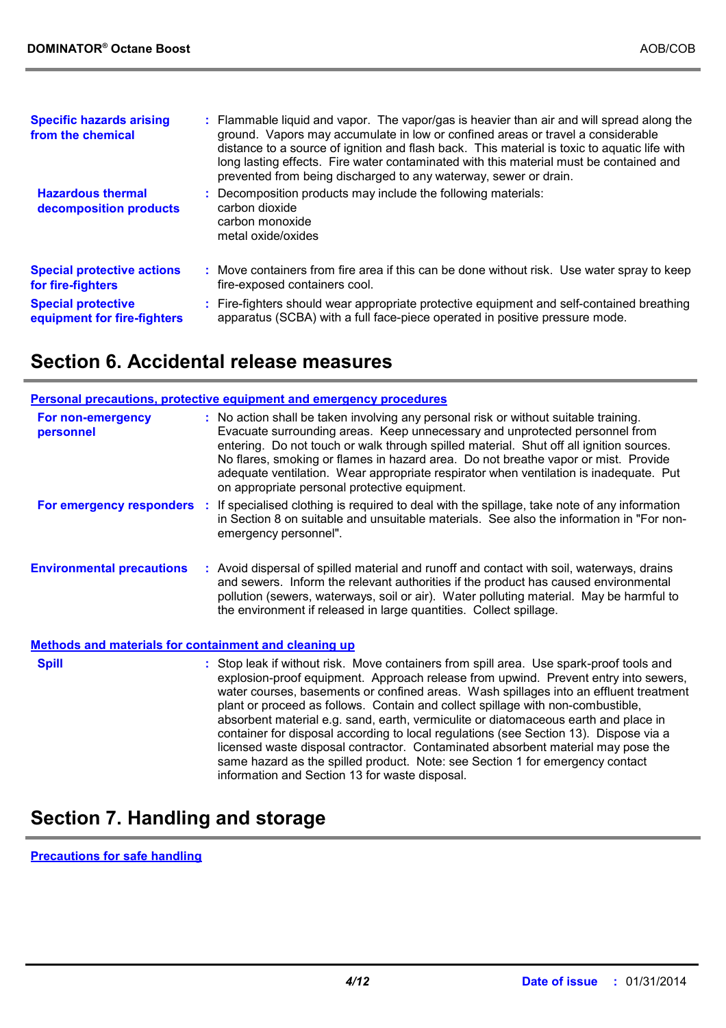**Specific hazards arising from the chemical** : Flammable liquid and vapor. The vapor/gas is heavier than air and will spread along the ground. Vapors may accumulate in low or confined areas or travel a considerable distance to a source of ignition and flash back. This material is toxic to aquatic life with long lasting effects. Fire water contaminated with this material must be contained and prevented from being discharged to any waterway, sewer or drain.

**Hazardous thermal decomposition products** : Decomposition products may include the following materials:
carbon dioxide
carbon monoxide
metal oxide/oxides

**Special protective actions for fire-fighters** : Move containers from fire area if this can be done without risk. Use water spray to keep fire-exposed containers cool.

**Special protective equipment for fire-fighters** : Fire-fighters should wear appropriate protective equipment and self-contained breathing apparatus (SCBA) with a full face-piece operated in positive pressure mode.

## Section 6. Accidental release measures

### Personal precautions, protective equipment and emergency procedures

**For non-emergency personnel** : No action shall be taken involving any personal risk or without suitable training. Evacuate surrounding areas. Keep unnecessary and unprotected personnel from entering. Do not touch or walk through spilled material. Shut off all ignition sources. No flares, smoking or flames in hazard area. Do not breathe vapor or mist. Provide adequate ventilation. Wear appropriate respirator when ventilation is inadequate. Put on appropriate personal protective equipment.

**For emergency responders** : If specialised clothing is required to deal with the spillage, take note of any information in Section 8 on suitable and unsuitable materials. See also the information in "For non-emergency personnel".

**Environmental precautions** : Avoid dispersal of spilled material and runoff and contact with soil, waterways, drains and sewers. Inform the relevant authorities if the product has caused environmental pollution (sewers, waterways, soil or air). Water polluting material. May be harmful to the environment if released in large quantities. Collect spillage.

### Methods and materials for containment and cleaning up

**Spill** : Stop leak if without risk. Move containers from spill area. Use spark-proof tools and explosion-proof equipment. Approach release from upwind. Prevent entry into sewers, water courses, basements or confined areas. Wash spillages into an effluent treatment plant or proceed as follows. Contain and collect spillage with non-combustible, absorbent material e.g. sand, earth, vermiculite or diatomaceous earth and place in container for disposal according to local regulations (see Section 13). Dispose via a licensed waste disposal contractor. Contaminated absorbent material may pose the same hazard as the spilled product. Note: see Section 1 for emergency contact information and Section 13 for waste disposal.

## Section 7. Handling and storage

### Precautions for safe handling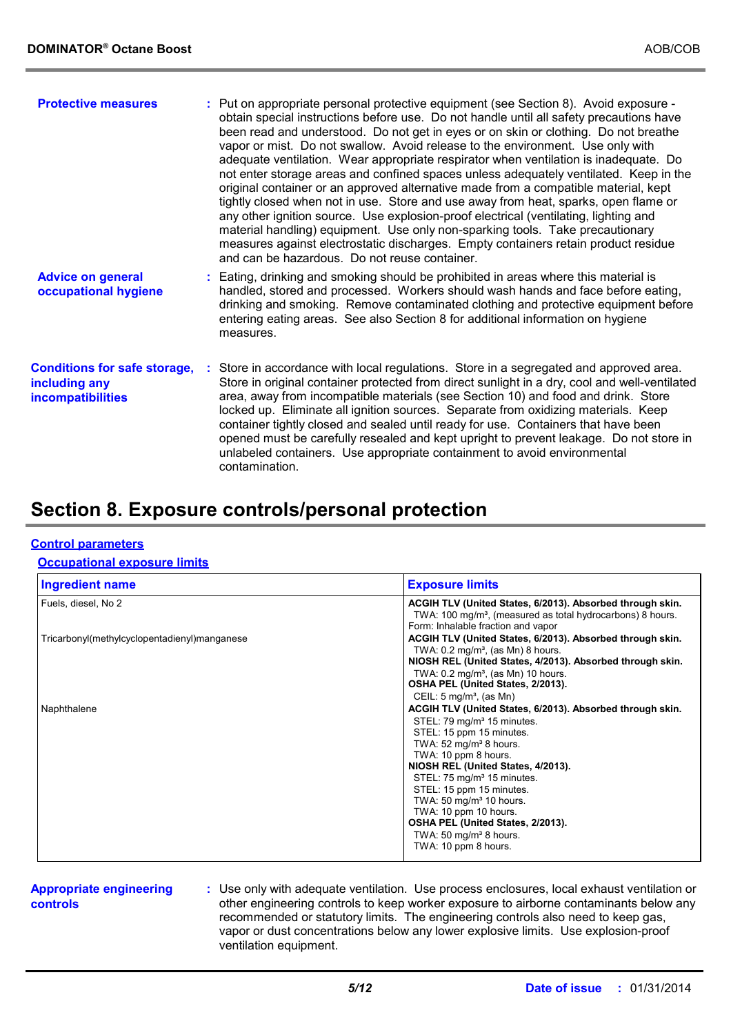**Protective measures** : Put on appropriate personal protective equipment (see Section 8). Avoid exposure - obtain special instructions before use. Do not handle until all safety precautions have been read and understood. Do not get in eyes or on skin or clothing. Do not breathe vapor or mist. Do not swallow. Avoid release to the environment. Use only with adequate ventilation. Wear appropriate respirator when ventilation is inadequate. Do not enter storage areas and confined spaces unless adequately ventilated. Keep in the original container or an approved alternative made from a compatible material, kept tightly closed when not in use. Store and use away from heat, sparks, open flame or any other ignition source. Use explosion-proof electrical (ventilating, lighting and material handling) equipment. Use only non-sparking tools. Take precautionary measures against electrostatic discharges. Empty containers retain product residue and can be hazardous. Do not reuse container.

**Advice on general occupational hygiene** : Eating, drinking and smoking should be prohibited in areas where this material is handled, stored and processed. Workers should wash hands and face before eating, drinking and smoking. Remove contaminated clothing and protective equipment before entering eating areas. See also Section 8 for additional information on hygiene measures.

**Conditions for safe storage, including any incompatibilities** : Store in accordance with local regulations. Store in a segregated and approved area. Store in original container protected from direct sunlight in a dry, cool and well-ventilated area, away from incompatible materials (see Section 10) and food and drink. Store locked up. Eliminate all ignition sources. Separate from oxidizing materials. Keep container tightly closed and sealed until ready for use. Containers that have been opened must be carefully resealed and kept upright to prevent leakage. Do not store in unlabeled containers. Use appropriate containment to avoid environmental contamination.

# Section 8. Exposure controls/personal protection

## Control parameters

### Occupational exposure limits

| Ingredient name | Exposure limits |
|---|---|
| Fuels, diesel, No 2 | **ACGIH TLV (United States, 6/2013). Absorbed through skin.**<br>TWA: 100 mg/m³, (measured as total hydrocarbons) 8 hours. Form: Inhalable fraction and vapor |
| Tricarbonyl(methylcyclopentadienyl)manganese | **ACGIH TLV (United States, 6/2013). Absorbed through skin.**<br>TWA: 0.2 mg/m³, (as Mn) 8 hours.<br>**NIOSH REL (United States, 4/2013). Absorbed through skin.**<br>TWA: 0.2 mg/m³, (as Mn) 10 hours.<br>**OSHA PEL (United States, 2/2013).**<br>CEIL: 5 mg/m³, (as Mn) |
| Naphthalene | **ACGIH TLV (United States, 6/2013). Absorbed through skin.**<br>STEL: 79 mg/m³ 15 minutes.<br>STEL: 15 ppm 15 minutes.<br>TWA: 52 mg/m³ 8 hours.<br>TWA: 10 ppm 8 hours.<br>**NIOSH REL (United States, 4/2013).**<br>STEL: 75 mg/m³ 15 minutes.<br>STEL: 15 ppm 15 minutes.<br>TWA: 50 mg/m³ 10 hours.<br>TWA: 10 ppm 10 hours.<br>**OSHA PEL (United States, 2/2013).**<br>TWA: 50 mg/m³ 8 hours.<br>TWA: 10 ppm 8 hours. |

**Appropriate engineering controls** : Use only with adequate ventilation. Use process enclosures, local exhaust ventilation or other engineering controls to keep worker exposure to airborne contaminants below any recommended or statutory limits. The engineering controls also need to keep gas, vapor or dust concentrations below any lower explosive limits. Use explosion-proof ventilation equipment.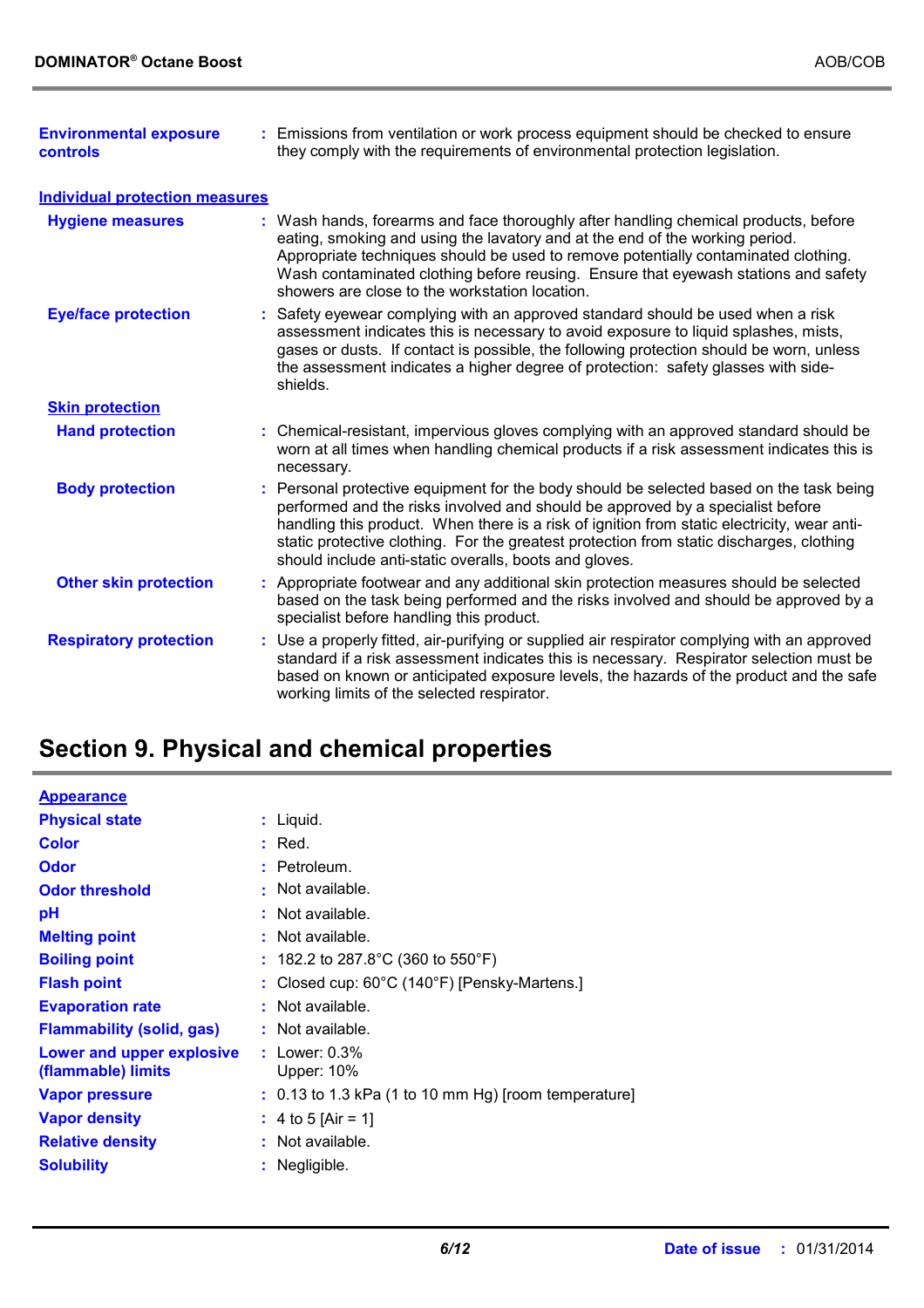**Environmental exposure controls** : Emissions from ventilation or work process equipment should be checked to ensure they comply with the requirements of environmental protection legislation.

**Individual protection measures**

**Hygiene measures** : Wash hands, forearms and face thoroughly after handling chemical products, before eating, smoking and using the lavatory and at the end of the working period. Appropriate techniques should be used to remove potentially contaminated clothing. Wash contaminated clothing before reusing. Ensure that eyewash stations and safety showers are close to the workstation location.

**Eye/face protection** : Safety eyewear complying with an approved standard should be used when a risk assessment indicates this is necessary to avoid exposure to liquid splashes, mists, gases or dusts. If contact is possible, the following protection should be worn, unless the assessment indicates a higher degree of protection: safety glasses with side-shields.

**Skin protection**

**Hand protection** : Chemical-resistant, impervious gloves complying with an approved standard should be worn at all times when handling chemical products if a risk assessment indicates this is necessary.

**Body protection** : Personal protective equipment for the body should be selected based on the task being performed and the risks involved and should be approved by a specialist before handling this product. When there is a risk of ignition from static electricity, wear anti-static protective clothing. For the greatest protection from static discharges, clothing should include anti-static overalls, boots and gloves.

**Other skin protection** : Appropriate footwear and any additional skin protection measures should be selected based on the task being performed and the risks involved and should be approved by a specialist before handling this product.

**Respiratory protection** : Use a properly fitted, air-purifying or supplied air respirator complying with an approved standard if a risk assessment indicates this is necessary. Respirator selection must be based on known or anticipated exposure levels, the hazards of the product and the safe working limits of the selected respirator.

## Section 9. Physical and chemical properties

**Appearance**

**Physical state** : Liquid.

**Color** : Red.

**Odor** : Petroleum.

**Odor threshold** : Not available.

**pH** : Not available.

**Melting point** : Not available.

**Boiling point** : 182.2 to 287.8°C (360 to 550°F)

**Flash point** : Closed cup: 60°C (140°F) [Pensky-Martens.]

**Evaporation rate** : Not available.

**Flammability (solid, gas)** : Not available.

**Lower and upper explosive (flammable) limits** : Lower: 0.3%
Upper: 10%

**Vapor pressure** : 0.13 to 1.3 kPa (1 to 10 mm Hg) [room temperature]

**Vapor density** : 4 to 5 [Air = 1]

**Relative density** : Not available.

**Solubility** : Negligible.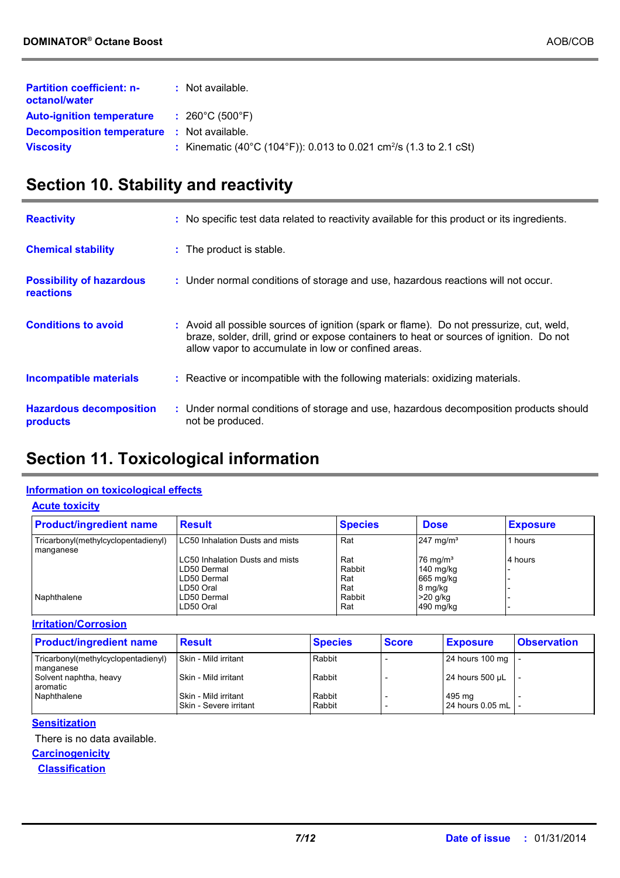**Partition coefficient: n-octanol/water** : Not available.

**Auto-ignition temperature** : 260°C (500°F)

**Decomposition temperature** : Not available.

**Viscosity** : Kinematic (40°C (104°F)): 0.013 to 0.021 $cm^2/s$ (1.3 to 2.1 cSt)

## Section 10. Stability and reactivity

**Reactivity** : No specific test data related to reactivity available for this product or its ingredients.

**Chemical stability** : The product is stable.

**Possibility of hazardous reactions** : Under normal conditions of storage and use, hazardous reactions will not occur.

**Conditions to avoid** : Avoid all possible sources of ignition (spark or flame). Do not pressurize, cut, weld, braze, solder, drill, grind or expose containers to heat or sources of ignition. Do not allow vapor to accumulate in low or confined areas.

**Incompatible materials** : Reactive or incompatible with the following materials: oxidizing materials.

**Hazardous decomposition products** : Under normal conditions of storage and use, hazardous decomposition products should not be produced.

## Section 11. Toxicological information

### Information on toxicological effects

#### Acute toxicity

| Product/ingredient name | Result | Species | Dose | Exposure |
|---|---|---|---|---|
| Tricarbonyl(methylcyclopentadienyl) manganese | LC50 Inhalation Dusts and mists | Rat | 247 $mg/m^3$ | 1 hours |
| | LC50 Inhalation Dusts and mists | Rat | 76 $mg/m^3$ | 4 hours |
| | LD50 Dermal | Rabbit | 140 mg/kg | - |
| | LD50 Dermal | Rat | 665 mg/kg | - |
| | LD50 Oral | Rat | 8 mg/kg | - |
| Naphthalene | LD50 Dermal | Rabbit | >20 g/kg | - |
| | LD50 Oral | Rat | 490 mg/kg | - |

#### Irritation/Corrosion

| Product/ingredient name | Result | Species | Score | Exposure | Observation |
|---|---|---|---|---|---|
| Tricarbonyl(methylcyclopentadienyl) manganese | Skin - Mild irritant | Rabbit | - | 24 hours 100 mg | - |
| Solvent naphtha, heavy aromatic | Skin - Mild irritant | Rabbit | - | 24 hours 500 µL | - |
| Naphthalene | Skin - Mild irritant | Rabbit | - | 495 mg | - |
| | Skin - Severe irritant | Rabbit | - | 24 hours 0.05 mL | - |

#### Sensitization

There is no data available.

#### Carcinogenicity

##### Classification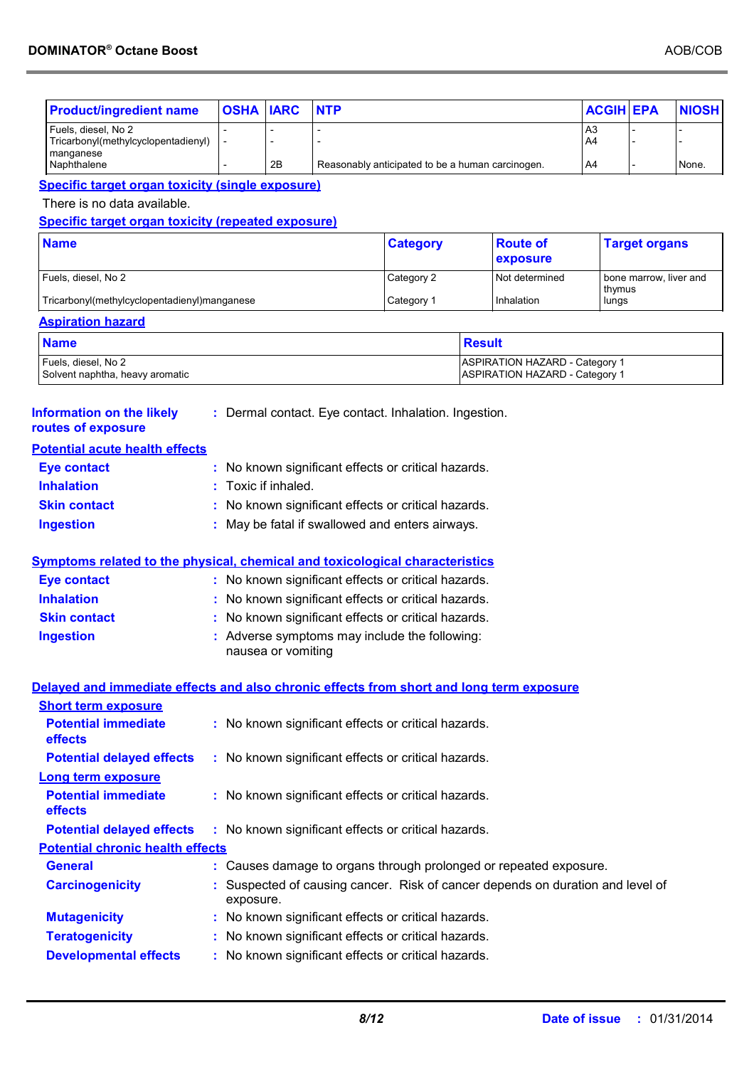| Product/ingredient name | OSHA | IARC | NTP | ACGIH | EPA | NIOSH |
| --- | --- | --- | --- | --- | --- | --- |
| Fuels, diesel, No 2 | - | - | - | A3 | - | - |
| Tricarbonyl(methylcyclopentadienyl) manganese | - | - | - | A4 | - | - |
| Naphthalene | - | 2B | Reasonably anticipated to be a human carcinogen. | A4 | - | None. |

**Specific target organ toxicity (single exposure)**

There is no data available.

**Specific target organ toxicity (repeated exposure)**

| Name | Category | Route of exposure | Target organs |
| --- | --- | --- | --- |
| Fuels, diesel, No 2 | Category 2 | Not determined | bone marrow, liver and thymus |
| Tricarbonyl(methylcyclopentadienyl)manganese | Category 1 | Inhalation | lungs |

**Aspiration hazard**

| Name | Result |
| --- | --- |
| Fuels, diesel, No 2 | ASPIRATION HAZARD - Category 1 |
| Solvent naphtha, heavy aromatic | ASPIRATION HAZARD - Category 1 |

**Information on the likely routes of exposure** : Dermal contact. Eye contact. Inhalation. Ingestion.

**Potential acute health effects**

- **Eye contact** : No known significant effects or critical hazards.
- **Inhalation** : Toxic if inhaled.
- **Skin contact** : No known significant effects or critical hazards.
- **Ingestion** : May be fatal if swallowed and enters airways.

**Symptoms related to the physical, chemical and toxicological characteristics**

- **Eye contact** : No known significant effects or critical hazards.
- **Inhalation** : No known significant effects or critical hazards.
- **Skin contact** : No known significant effects or critical hazards.
- **Ingestion** : Adverse symptoms may include the following: nausea or vomiting

**Delayed and immediate effects and also chronic effects from short and long term exposure**

**Short term exposure**

- **Potential immediate effects** : No known significant effects or critical hazards.
- **Potential delayed effects** : No known significant effects or critical hazards.

**Long term exposure**

- **Potential immediate effects** : No known significant effects or critical hazards.
- **Potential delayed effects** : No known significant effects or critical hazards.

**Potential chronic health effects**

- **General** : Causes damage to organs through prolonged or repeated exposure.
- **Carcinogenicity** : Suspected of causing cancer. Risk of cancer depends on duration and level of exposure.
- **Mutagenicity** : No known significant effects or critical hazards.
- **Teratogenicity** : No known significant effects or critical hazards.
- **Developmental effects** : No known significant effects or critical hazards.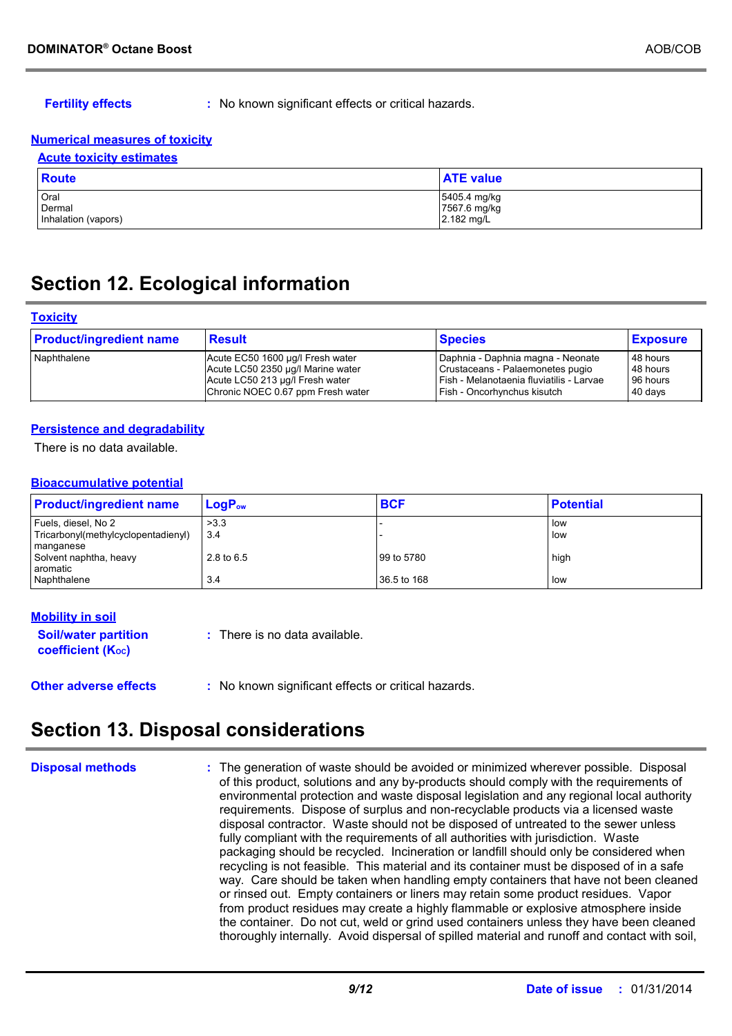**Fertility effects** : No known significant effects or critical hazards.

**Numerical measures of toxicity**

**Acute toxicity estimates**

| Route | ATE value |
|---|---|
| Oral | 5405.4 mg/kg |
| Dermal | 7567.6 mg/kg |
| Inhalation (vapors) | 2.182 mg/L |

# Section 12. Ecological information

**Toxicity**

| Product/ingredient name | Result | Species | Exposure |
|---|---|---|---|
| Naphthalene | Acute EC50 1600 µg/l Fresh water | Daphnia - Daphnia magna - Neonate | 48 hours |
| | Acute LC50 2350 µg/l Marine water | Crustaceans - Palaemonetes pugio | 48 hours |
| | Acute LC50 213 µg/l Fresh water | Fish - Melanotaenia fluviatilis - Larvae | 96 hours |
| | Chronic NOEC 0.67 ppm Fresh water | Fish - Oncorhynchus kisutch | 40 days |

**Persistence and degradability**

There is no data available.

**Bioaccumulative potential**

| Product/ingredient name | $LogP_{ow}$ | BCF | Potential |
|---|---|---|---|
| Fuels, diesel, No 2 | >3.3 | - | low |
| Tricarbonyl(methylcyclopentadienyl) manganese | 3.4 | - | low |
| Solvent naphtha, heavy aromatic | 2.8 to 6.5 | 99 to 5780 | high |
| Naphthalene | 3.4 | 36.5 to 168 | low |

**Mobility in soil**

**Soil/water partition coefficient ($K_{OC}$)** : There is no data available.

**Other adverse effects** : No known significant effects or critical hazards.

# Section 13. Disposal considerations

**Disposal methods** : The generation of waste should be avoided or minimized wherever possible. Disposal of this product, solutions and any by-products should comply with the requirements of environmental protection and waste disposal legislation and any regional local authority requirements. Dispose of surplus and non-recyclable products via a licensed waste disposal contractor. Waste should not be disposed of untreated to the sewer unless fully compliant with the requirements of all authorities with jurisdiction. Waste packaging should be recycled. Incineration or landfill should only be considered when recycling is not feasible. This material and its container must be disposed of in a safe way. Care should be taken when handling empty containers that have not been cleaned or rinsed out. Empty containers or liners may retain some product residues. Vapor from product residues may create a highly flammable or explosive atmosphere inside the container. Do not cut, weld or grind used containers unless they have been cleaned thoroughly internally. Avoid dispersal of spilled material and runoff and contact with soil,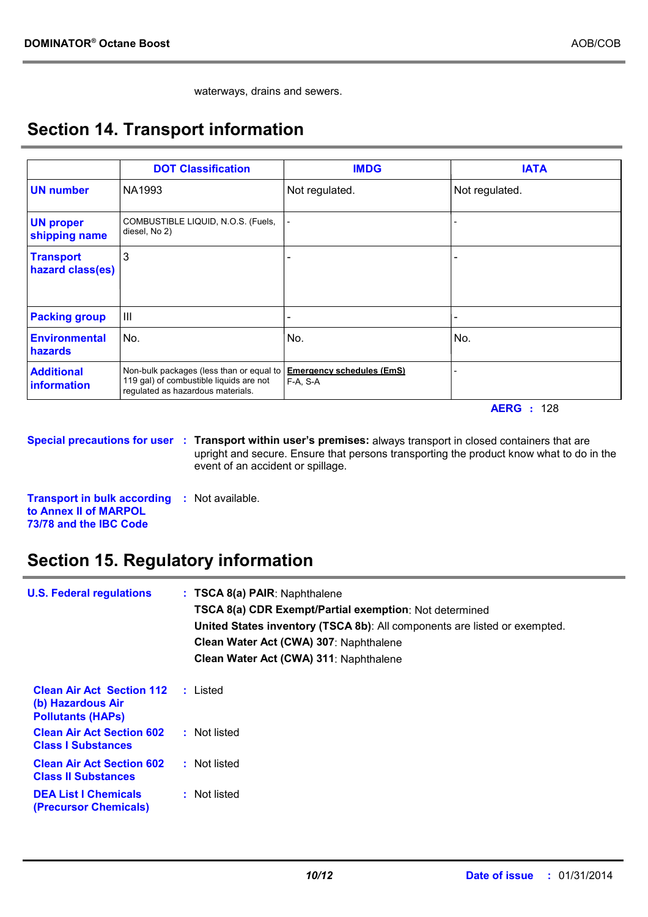waterways, drains and sewers.

## Section 14. Transport information

| | DOT Classification | IMDG | IATA |
|---|---|---|---|
| **UN number** | NA1993 | Not regulated. | Not regulated. |
| **UN proper shipping name** | COMBUSTIBLE LIQUID, N.O.S. (Fuels, diesel, No 2) | - | - |
| **Transport hazard class(es)** | 3 | - | - |
| **Packing group** | III | - | - |
| **Environmental hazards** | No. | No. | No. |
| **Additional information** | Non-bulk packages (less than or equal to 119 gal) of combustible liquids are not regulated as hazardous materials. | **Emergency schedules (EmS)** F-A, S-A | - |

**AERG** : 128

**Special precautions for user** : **Transport within user's premises:** always transport in closed containers that are upright and secure. Ensure that persons transporting the product know what to do in the event of an accident or spillage.

**Transport in bulk according to Annex II of MARPOL 73/78 and the IBC Code** : Not available.

## Section 15. Regulatory information

**U.S. Federal regulations** : **TSCA 8(a) PAIR**: Naphthalene
**TSCA 8(a) CDR Exempt/Partial exemption**: Not determined
**United States inventory (TSCA 8b)**: All components are listed or exempted.
**Clean Water Act (CWA) 307**: Naphthalene
**Clean Water Act (CWA) 311**: Naphthalene

**Clean Air Act Section 112 (b) Hazardous Air Pollutants (HAPs)** : Listed

**Clean Air Act Section 602 Class I Substances** : Not listed

**Clean Air Act Section 602 Class II Substances** : Not listed

**DEA List I Chemicals (Precursor Chemicals)** : Not listed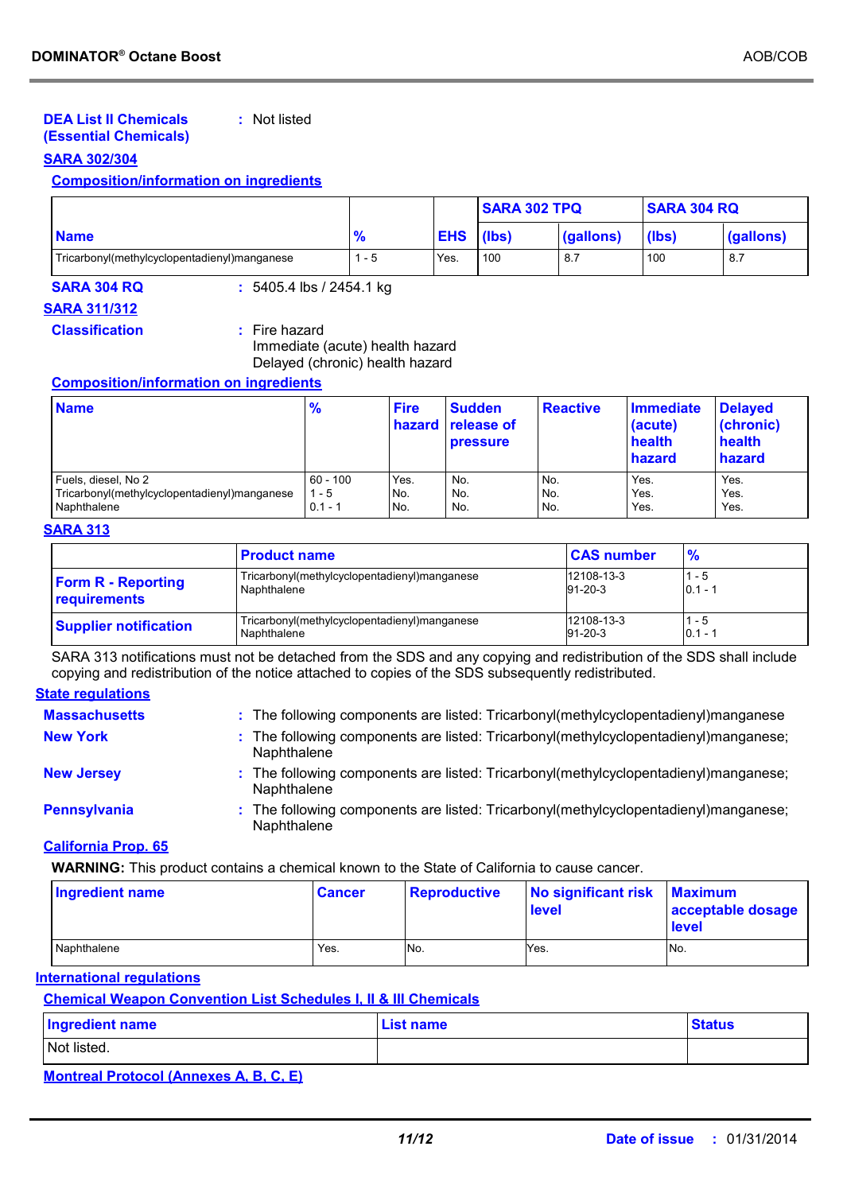**DEA List II Chemicals (Essential Chemicals)** : Not listed

**SARA 302/304**

**Composition/information on ingredients**

| Name | % | EHS | SARA 302 TPQ | | SARA 304 RQ | |
|---|---|---|---|---|---|---|
| | | | (lbs) | (gallons) | (lbs) | (gallons) |
| Tricarbonyl(methylcyclopentadienyl)manganese | 1 - 5 | Yes. | 100 | 8.7 | 100 | 8.7 |

**SARA 304 RQ** : 5405.4 lbs / 2454.1 kg

**SARA 311/312**

**Classification** : Fire hazard
Immediate (acute) health hazard
Delayed (chronic) health hazard

**Composition/information on ingredients**

| Name | % | Fire hazard | Sudden release of pressure | Reactive | Immediate (acute) health hazard | Delayed (chronic) health hazard |
|---|---|---|---|---|---|---|
| Fuels, diesel, No 2 | 60 - 100 | Yes. | No. | No. | Yes. | Yes. |
| Tricarbonyl(methylcyclopentadienyl)manganese | 1 - 5 | No. | No. | No. | Yes. | Yes. |
| Naphthalene | 0.1 - 1 | No. | No. | No. | Yes. | Yes. |

**SARA 313**

| | Product name | CAS number | % |
|---|---|---|---|
| **Form R - Reporting requirements** | Tricarbonyl(methylcyclopentadienyl)manganese<br>Naphthalene | 12108-13-3<br>91-20-3 | 1 - 5<br>0.1 - 1 |
| **Supplier notification** | Tricarbonyl(methylcyclopentadienyl)manganese<br>Naphthalene | 12108-13-3<br>91-20-3 | 1 - 5<br>0.1 - 1 |

SARA 313 notifications must not be detached from the SDS and any copying and redistribution of the SDS shall include copying and redistribution of the notice attached to copies of the SDS subsequently redistributed.

**State regulations**

**Massachusetts** : The following components are listed: Tricarbonyl(methylcyclopentadienyl)manganese

**New York** : The following components are listed: Tricarbonyl(methylcyclopentadienyl)manganese; Naphthalene

**New Jersey** : The following components are listed: Tricarbonyl(methylcyclopentadienyl)manganese; Naphthalene

**Pennsylvania** : The following components are listed: Tricarbonyl(methylcyclopentadienyl)manganese; Naphthalene

**California Prop. 65**

**WARNING:** This product contains a chemical known to the State of California to cause cancer.

| Ingredient name | Cancer | Reproductive | No significant risk level | Maximum acceptable dosage level |
|---|---|---|---|---|
| Naphthalene | Yes. | No. | Yes. | No. |

**International regulations**

**Chemical Weapon Convention List Schedules I, II & III Chemicals**

| Ingredient name | List name | Status |
|---|---|---|
| Not listed. | | |

**Montreal Protocol (Annexes A, B, C, E)**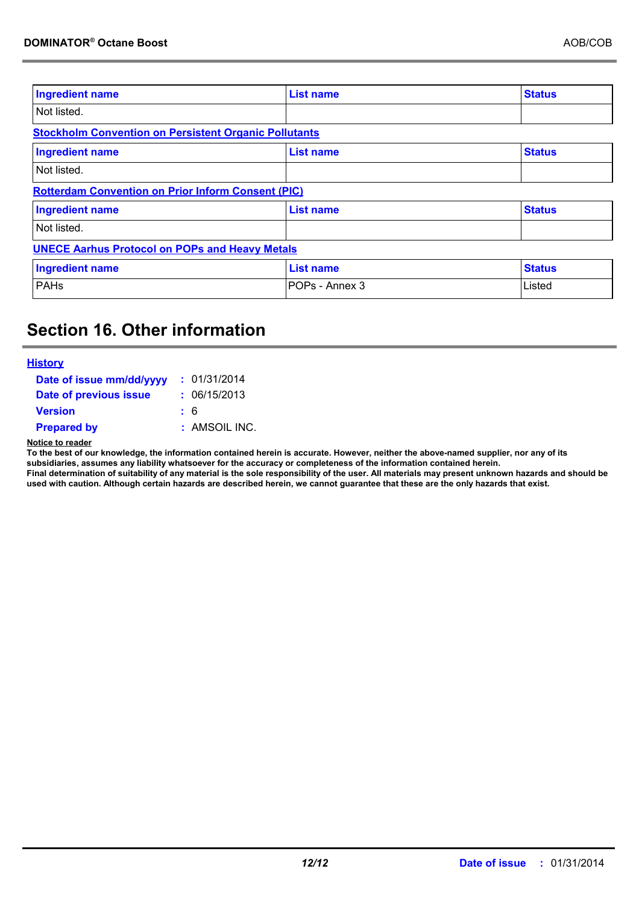| Ingredient name | List name | Status |
|---|---|---|
| Not listed. | | |

**Stockholm Convention on Persistent Organic Pollutants**

| Ingredient name | List name | Status |
|---|---|---|
| Not listed. | | |

**Rotterdam Convention on Prior Inform Consent (PIC)**

| Ingredient name | List name | Status |
|---|---|---|
| Not listed. | | |

**UNECE Aarhus Protocol on POPs and Heavy Metals**

| Ingredient name | List name | Status |
|---|---|---|
| PAHs | POPs - Annex 3 | Listed |

## Section 16. Other information

**History**

**Date of issue mm/dd/yyyy** : 01/31/2014

**Date of previous issue** : 06/15/2013

**Version** : 6

**Prepared by** : AMSOIL INC.

**Notice to reader**

**To the best of our knowledge, the information contained herein is accurate. However, neither the above-named supplier, nor any of its subsidiaries, assumes any liability whatsoever for the accuracy or completeness of the information contained herein.**
**Final determination of suitability of any material is the sole responsibility of the user. All materials may present unknown hazards and should be used with caution. Although certain hazards are described herein, we cannot guarantee that these are the only hazards that exist.**